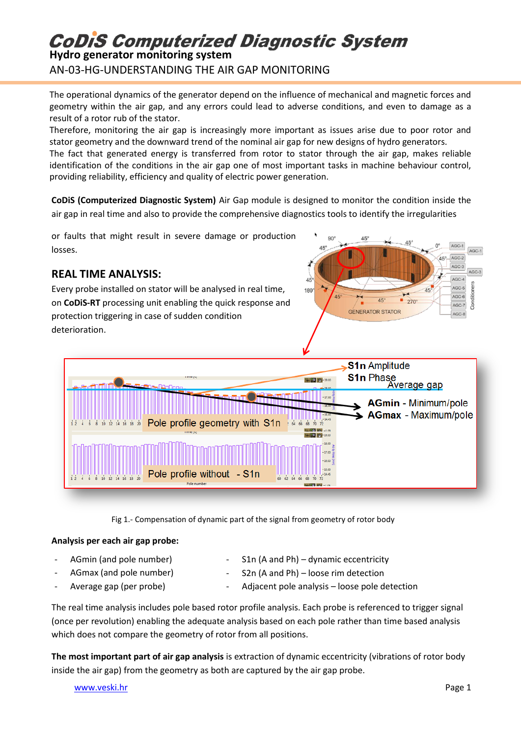# CoDiS Computerized Diagnostic System

**Hydro generator monitoring system**

AN-03-HG-UNDERSTANDING THE AIR GAP MONITORING

The operational dynamics of the generator depend on the influence of mechanical and magnetic forces and geometry within the air gap, and any errors could lead to adverse conditions, and even to damage as a result of a rotor rub of the stator.

Therefore, monitoring the air gap is increasingly more important as issues arise due to poor rotor and stator geometry and the downward trend of the nominal air gap for new designs of hydro generators.

The fact that generated energy is transferred from rotor to stator through the air gap, makes reliable identification of the conditions in the air gap one of most important tasks in machine behaviour control, providing reliability, efficiency and quality of electric power generation.

**CoDiS (Computerized Diagnostic System)** Air Gap module is designed to monitor the condition inside the air gap in real time and also to provide the comprehensive diagnostics tools to identify the irregularities or faults that might result in severe damage or production losses.

## REAL TIME ANALYSIS:

Every probe installed on stator will be analysed in real time, on **CoDiS-RT** processing unit enabling the quick response and protection triggering in case of sudden condition deterioration.

Fig 1.- Compensation of dynamic part of the signal from geometry of rotor body

**Analysis per each air gap probe:**

- AGmin (and pole number)
- AGmax (and pole number)
- Average gap (per probe)
- S1n (A and Ph) – dynamic eccentricity
- S2n (A and Ph) – loose rim detection
- Adjacent pole analysis – loose pole detection

The real time analysis includes pole based rotor profile analysis. Each probe is referenced to trigger signal (once per revolution) enabling the adequate analysis based on each pole rather than time based analysis which does not compare the geometry of rotor from all positions.

**The most important part of air gap analysis** is extraction of dynamic eccentricity (vibrations of rotor body inside the air gap) from the geometry as both are captured by the air gap probe.

www.veski.hr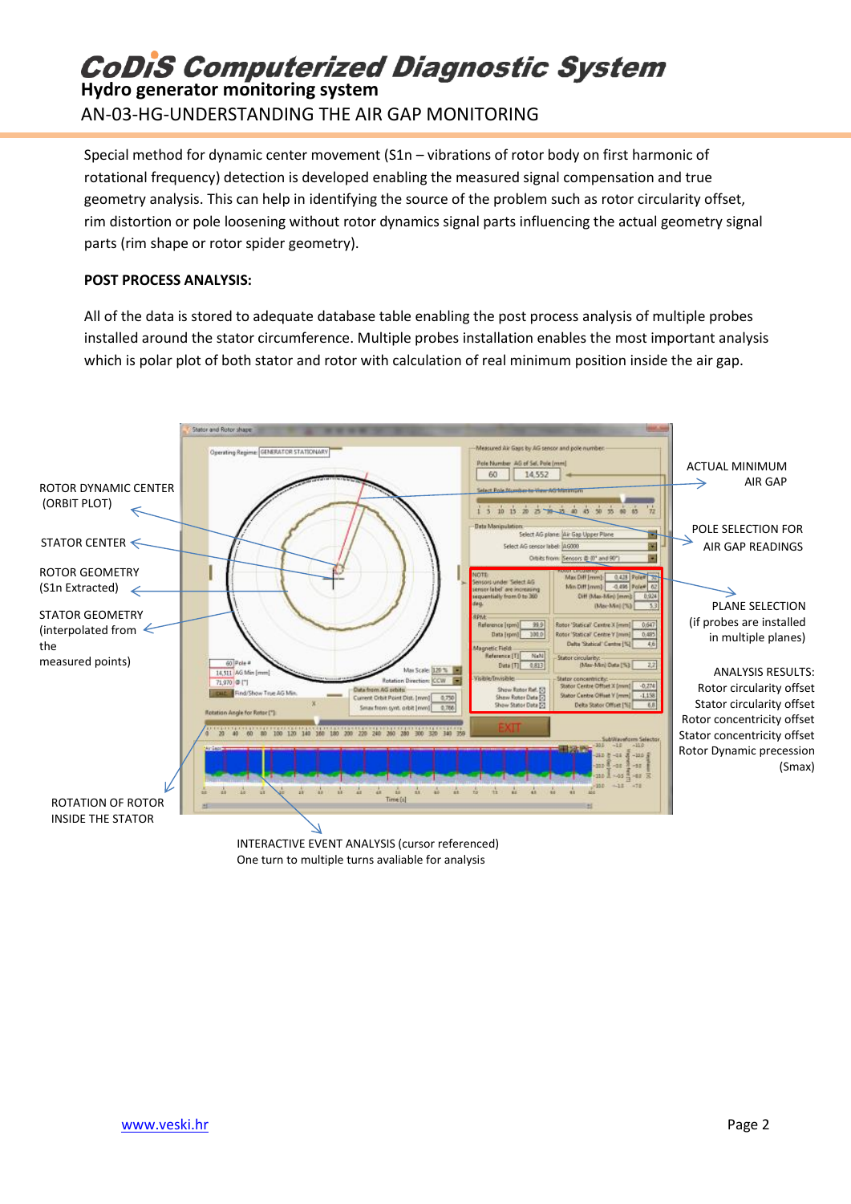Special method for dynamic center movement (S1n – vibrations of rotor body on first harmonic of rotational frequency) detection is developed enabling the measured signal compensation and true geometry analysis. This can help in identifying the source of the problem such as rotor circularity offset, rim distortion or pole loosening without rotor dynamics signal parts influencing the actual geometry signal parts (rim shape or rotor spider geometry).

**POST PROCESS ANALYSIS:**

All of the data is stored to adequate database table enabling the post process analysis of multiple probes installed around the stator circumference. Multiple probes installation enables the most important analysis which is polar plot of both stator and rotor with calculation of real minimum position inside the air gap.

ROTOR DYNAMIC CENTER (ORBIT PLOT)

STATOR CENTER

ROTOR GEOMETRY (S1n Extracted)

STATOR GEOMETRY (interpolated from the measured points)

ROTATION OF ROTOR INSIDE THE STATOR

ACTUAL MINIMUM AIR GAP

POLE SELECTION FOR AIR GAP READINGS

PLANE SELECTION (if probes are installed in multiple planes)

ANALYSIS RESULTS:
Rotor circularity offset
Stator circularity offset
Rotor concentricity offset
Stator concentricity offset
Rotor Dynamic precession (Smax)

INTERACTIVE EVENT ANALYSIS (cursor referenced)
One turn to multiple turns avaliable for analysis

www.veski.hr